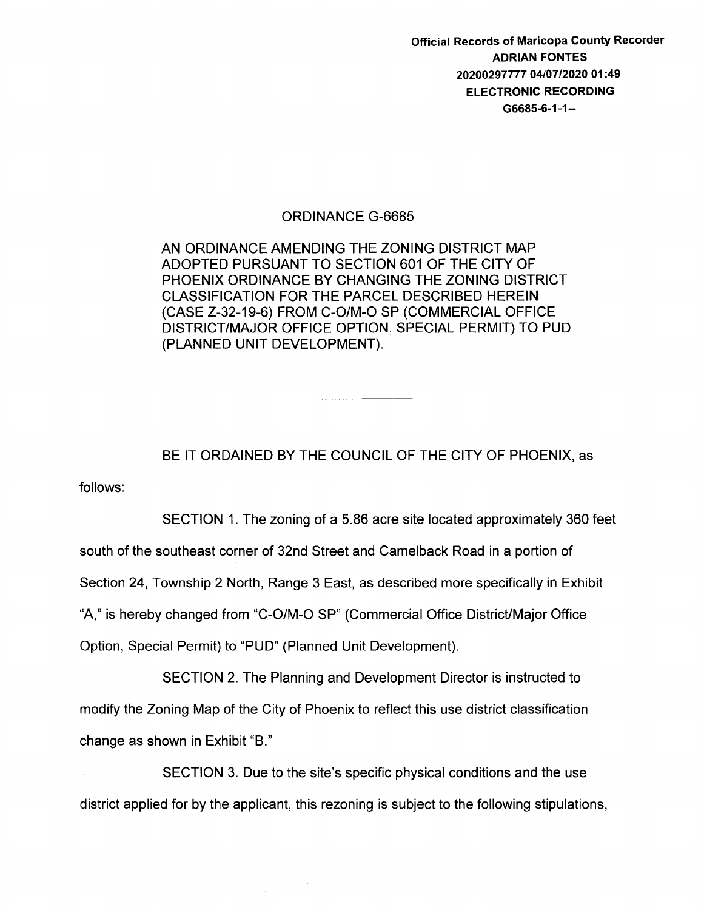**Official Records of Maricopa County Recorder**
**ADRIAN FONTES**
**20200297777 04/07/2020 01:49**
**ELECTRONIC RECORDING**
**G6685-6-1-1--**

# ORDINANCE G-6685

AN ORDINANCE AMENDING THE ZONING DISTRICT MAP ADOPTED PURSUANT TO SECTION 601 OF THE CITY OF PHOENIX ORDINANCE BY CHANGING THE ZONING DISTRICT CLASSIFICATION FOR THE PARCEL DESCRIBED HEREIN (CASE Z-32-19-6) FROM C-O/M-O SP (COMMERCIAL OFFICE DISTRICT/MAJOR OFFICE OPTION, SPECIAL PERMIT) TO PUD (PLANNED UNIT DEVELOPMENT).

---

BE IT ORDAINED BY THE COUNCIL OF THE CITY OF PHOENIX, as follows:

SECTION 1. The zoning of a 5.86 acre site located approximately 360 feet south of the southeast corner of 32nd Street and Camelback Road in a portion of Section 24, Township 2 North, Range 3 East, as described more specifically in Exhibit "A," is hereby changed from "C-O/M-O SP" (Commercial Office District/Major Office Option, Special Permit) to "PUD" (Planned Unit Development).

SECTION 2. The Planning and Development Director is instructed to modify the Zoning Map of the City of Phoenix to reflect this use district classification change as shown in Exhibit "B."

SECTION 3. Due to the site's specific physical conditions and the use district applied for by the applicant, this rezoning is subject to the following stipulations,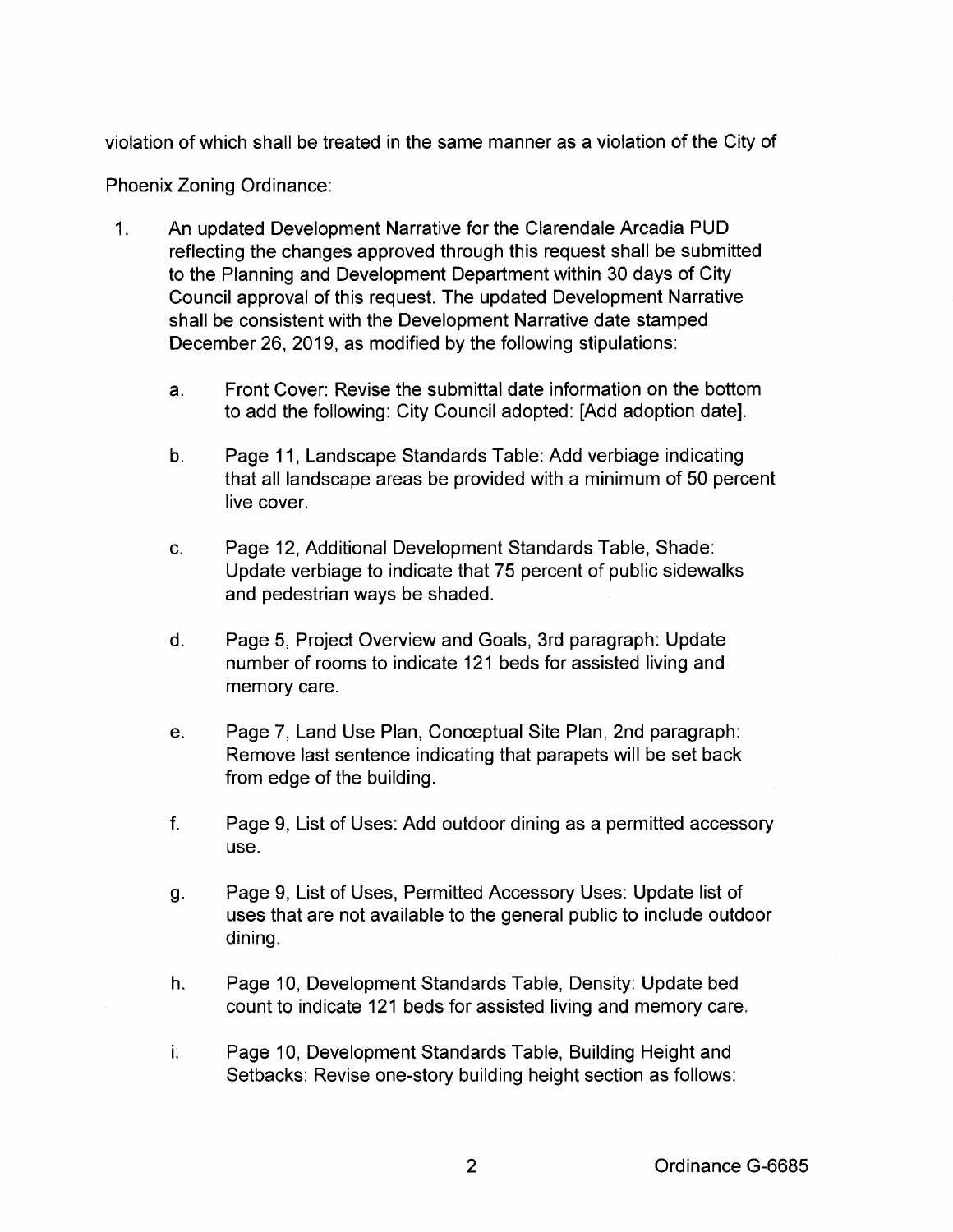violation of which shall be treated in the same manner as a violation of the City of Phoenix Zoning Ordinance:

1. An updated Development Narrative for the Clarendale Arcadia PUD reflecting the changes approved through this request shall be submitted to the Planning and Development Department within 30 days of City Council approval of this request. The updated Development Narrative shall be consistent with the Development Narrative date stamped December 26, 2019, as modified by the following stipulations:

   a. Front Cover: Revise the submittal date information on the bottom to add the following: City Council adopted: [Add adoption date].

   b. Page 11, Landscape Standards Table: Add verbiage indicating that all landscape areas be provided with a minimum of 50 percent live cover.

   c. Page 12, Additional Development Standards Table, Shade: Update verbiage to indicate that 75 percent of public sidewalks and pedestrian ways be shaded.

   d. Page 5, Project Overview and Goals, 3rd paragraph: Update number of rooms to indicate 121 beds for assisted living and memory care.

   e. Page 7, Land Use Plan, Conceptual Site Plan, 2nd paragraph: Remove last sentence indicating that parapets will be set back from edge of the building.

   f. Page 9, List of Uses: Add outdoor dining as a permitted accessory use.

   g. Page 9, List of Uses, Permitted Accessory Uses: Update list of uses that are not available to the general public to include outdoor dining.

   h. Page 10, Development Standards Table, Density: Update bed count to indicate 121 beds for assisted living and memory care.

   i. Page 10, Development Standards Table, Building Height and Setbacks: Revise one-story building height section as follows: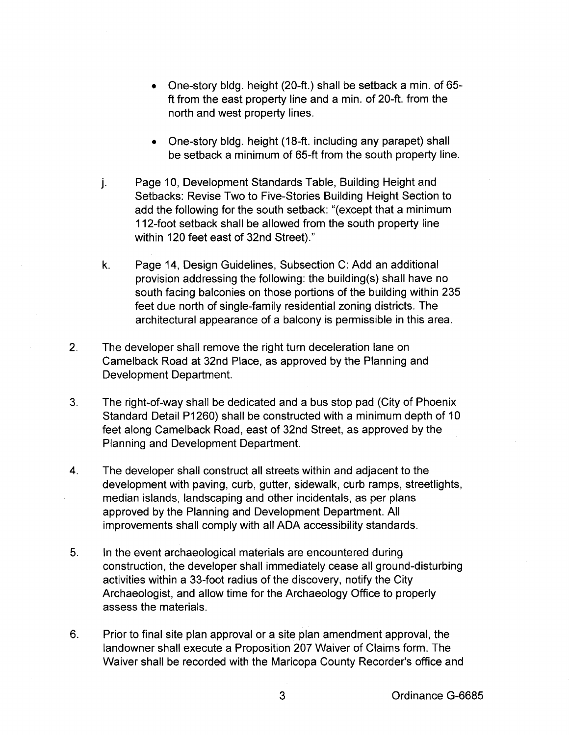- One-story bldg. height (20-ft.) shall be setback a min. of 65-ft from the east property line and a min. of 20-ft. from the north and west property lines.

- One-story bldg. height (18-ft. including any parapet) shall be setback a minimum of 65-ft from the south property line.

j. Page 10, Development Standards Table, Building Height and Setbacks: Revise Two to Five-Stories Building Height Section to add the following for the south setback: "(except that a minimum 112-foot setback shall be allowed from the south property line within 120 feet east of 32nd Street)."

k. Page 14, Design Guidelines, Subsection C: Add an additional provision addressing the following: the building(s) shall have no south facing balconies on those portions of the building within 235 feet due north of single-family residential zoning districts. The architectural appearance of a balcony is permissible in this area.

2. The developer shall remove the right turn deceleration lane on Camelback Road at 32nd Place, as approved by the Planning and Development Department.

3. The right-of-way shall be dedicated and a bus stop pad (City of Phoenix Standard Detail P1260) shall be constructed with a minimum depth of 10 feet along Camelback Road, east of 32nd Street, as approved by the Planning and Development Department.

4. The developer shall construct all streets within and adjacent to the development with paving, curb, gutter, sidewalk, curb ramps, streetlights, median islands, landscaping and other incidentals, as per plans approved by the Planning and Development Department. All improvements shall comply with all ADA accessibility standards.

5. In the event archaeological materials are encountered during construction, the developer shall immediately cease all ground-disturbing activities within a 33-foot radius of the discovery, notify the City Archaeologist, and allow time for the Archaeology Office to properly assess the materials.

6. Prior to final site plan approval or a site plan amendment approval, the landowner shall execute a Proposition 207 Waiver of Claims form. The Waiver shall be recorded with the Maricopa County Recorder's office and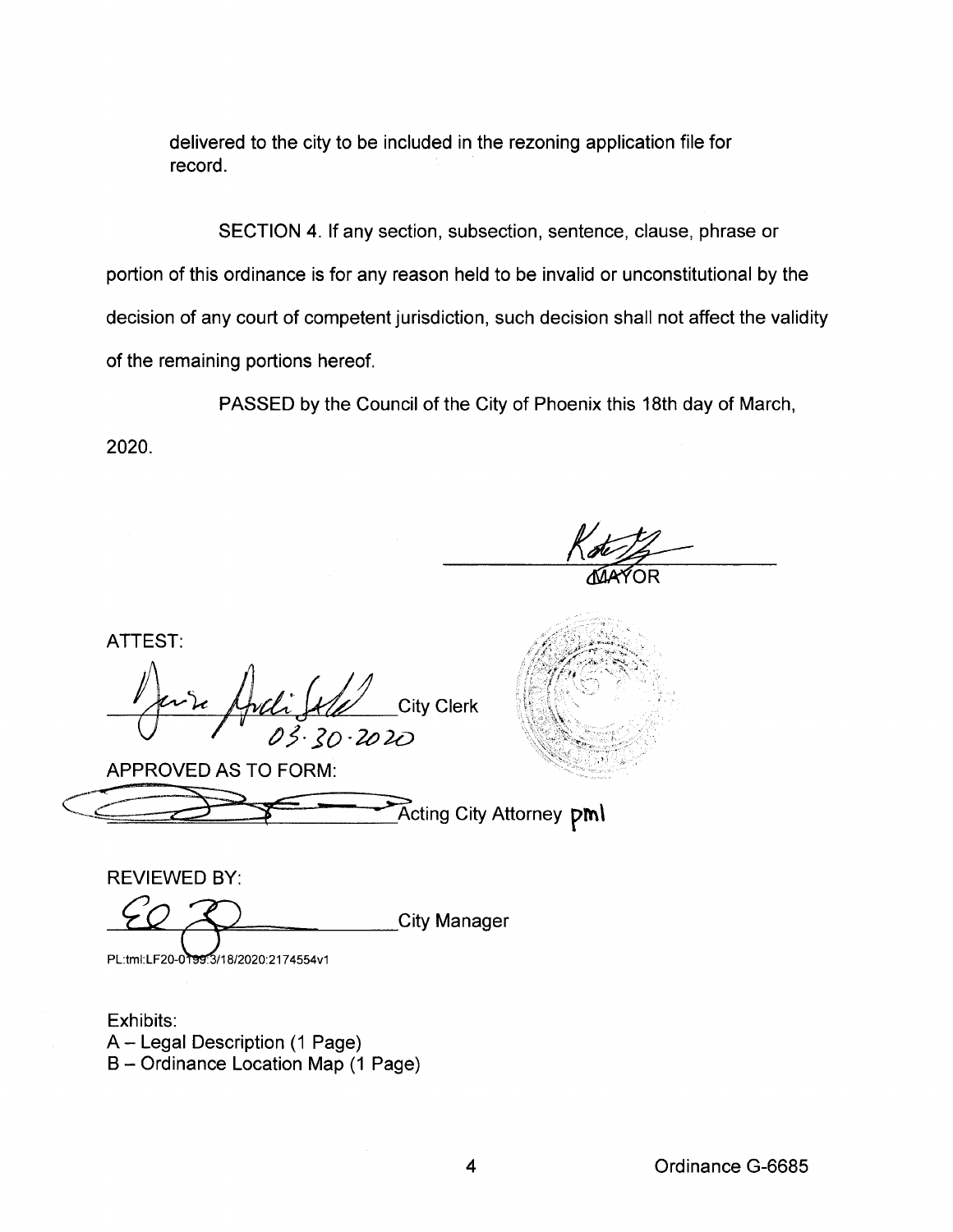delivered to the city to be included in the rezoning application file for record.

SECTION 4. If any section, subsection, sentence, clause, phrase or portion of this ordinance is for any reason held to be invalid or unconstitutional by the decision of any court of competent jurisdiction, such decision shall not affect the validity of the remaining portions hereof.

PASSED by the Council of the City of Phoenix this 18th day of March, 2020.

MAYOR

ATTEST:

City Clerk
03.30.2020

APPROVED AS TO FORM:

Acting City Attorney pml

REVIEWED BY:

City Manager

PL:tml:LF20-0199:3/18/2020:2174554v1

Exhibits:
A – Legal Description (1 Page)
B – Ordinance Location Map (1 Page)

Ordinance G-6685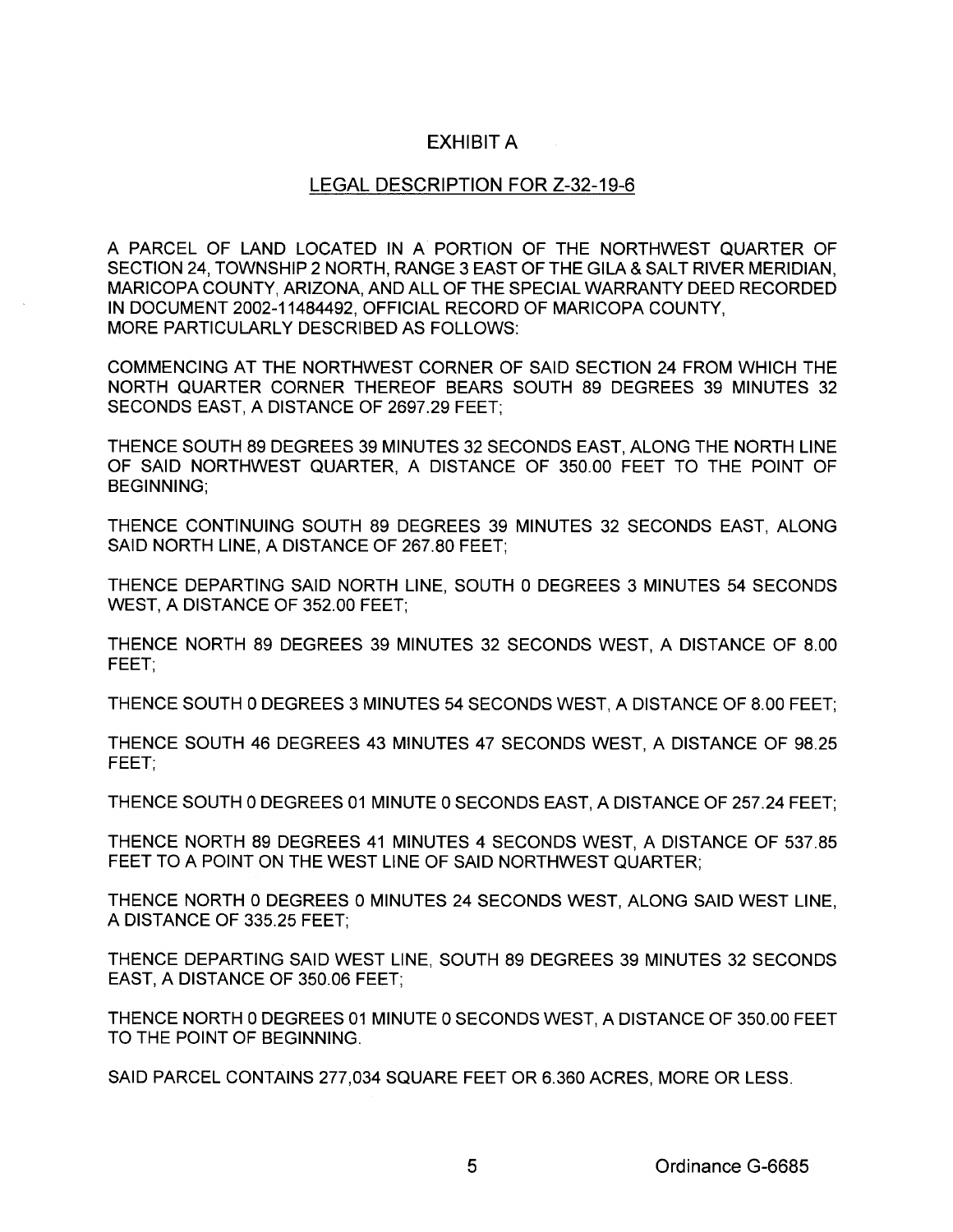# EXHIBIT A

## LEGAL DESCRIPTION FOR Z-32-19-6

A PARCEL OF LAND LOCATED IN A PORTION OF THE NORTHWEST QUARTER OF SECTION 24, TOWNSHIP 2 NORTH, RANGE 3 EAST OF THE GILA & SALT RIVER MERIDIAN, MARICOPA COUNTY, ARIZONA, AND ALL OF THE SPECIAL WARRANTY DEED RECORDED IN DOCUMENT 2002-11484492, OFFICIAL RECORD OF MARICOPA COUNTY, MORE PARTICULARLY DESCRIBED AS FOLLOWS:

COMMENCING AT THE NORTHWEST CORNER OF SAID SECTION 24 FROM WHICH THE NORTH QUARTER CORNER THEREOF BEARS SOUTH 89 DEGREES 39 MINUTES 32 SECONDS EAST, A DISTANCE OF 2697.29 FEET;

THENCE SOUTH 89 DEGREES 39 MINUTES 32 SECONDS EAST, ALONG THE NORTH LINE OF SAID NORTHWEST QUARTER, A DISTANCE OF 350.00 FEET TO THE POINT OF BEGINNING;

THENCE CONTINUING SOUTH 89 DEGREES 39 MINUTES 32 SECONDS EAST, ALONG SAID NORTH LINE, A DISTANCE OF 267.80 FEET;

THENCE DEPARTING SAID NORTH LINE, SOUTH 0 DEGREES 3 MINUTES 54 SECONDS WEST, A DISTANCE OF 352.00 FEET;

THENCE NORTH 89 DEGREES 39 MINUTES 32 SECONDS WEST, A DISTANCE OF 8.00 FEET;

THENCE SOUTH 0 DEGREES 3 MINUTES 54 SECONDS WEST, A DISTANCE OF 8.00 FEET;

THENCE SOUTH 46 DEGREES 43 MINUTES 47 SECONDS WEST, A DISTANCE OF 98.25 FEET;

THENCE SOUTH 0 DEGREES 01 MINUTE 0 SECONDS EAST, A DISTANCE OF 257.24 FEET;

THENCE NORTH 89 DEGREES 41 MINUTES 4 SECONDS WEST, A DISTANCE OF 537.85 FEET TO A POINT ON THE WEST LINE OF SAID NORTHWEST QUARTER;

THENCE NORTH 0 DEGREES 0 MINUTES 24 SECONDS WEST, ALONG SAID WEST LINE, A DISTANCE OF 335.25 FEET;

THENCE DEPARTING SAID WEST LINE, SOUTH 89 DEGREES 39 MINUTES 32 SECONDS EAST, A DISTANCE OF 350.06 FEET;

THENCE NORTH 0 DEGREES 01 MINUTE 0 SECONDS WEST, A DISTANCE OF 350.00 FEET TO THE POINT OF BEGINNING.

SAID PARCEL CONTAINS 277,034 SQUARE FEET OR 6.360 ACRES, MORE OR LESS.

Ordinance G-6685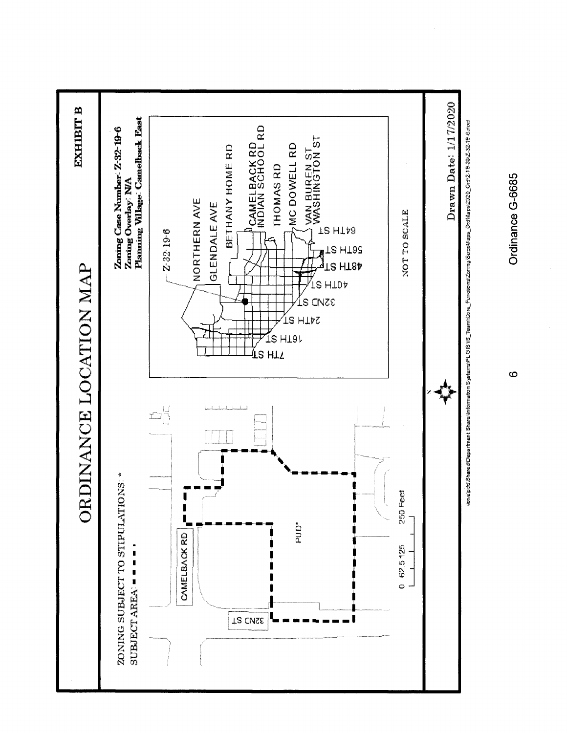# EXHIBIT B

## ORDINANCE LOCATION MAP

ZONING SUBJECT TO STIPULATIONS: *

SUBJECT AREA: - - - -

CAMELBACK RD

32ND ST

PUD*

0 62.5 125 250 Feet

**Zoning Case Number: Z-32-19-6**
**Zoning Overlay: N/A**
**Planning Village: Camelback East**

Z-32-19-6

NORTHERN AVE

GLENDALE AVE

BETHANY HOME RD

CAMELBACK RD

INDIAN SCHOOL RD

THOMAS RD

MC DOWELL RD

VAN BUREN ST

WASHINGTON ST

7TH ST

16TH ST

24TH ST

32ND ST

40TH ST

48TH ST

56TH ST

64TH ST

NOT TO SCALE

Drawn Date: 1/17/2020

\\one\pdd\Shared\Department Share\Information Systems\PL GIS\IS_Team\Core_Functions\Zoning\SuppMaps_OrdMaps\2020_Ord\2-19-20\Z-32-19-6.mxd

Ordinance G-6685